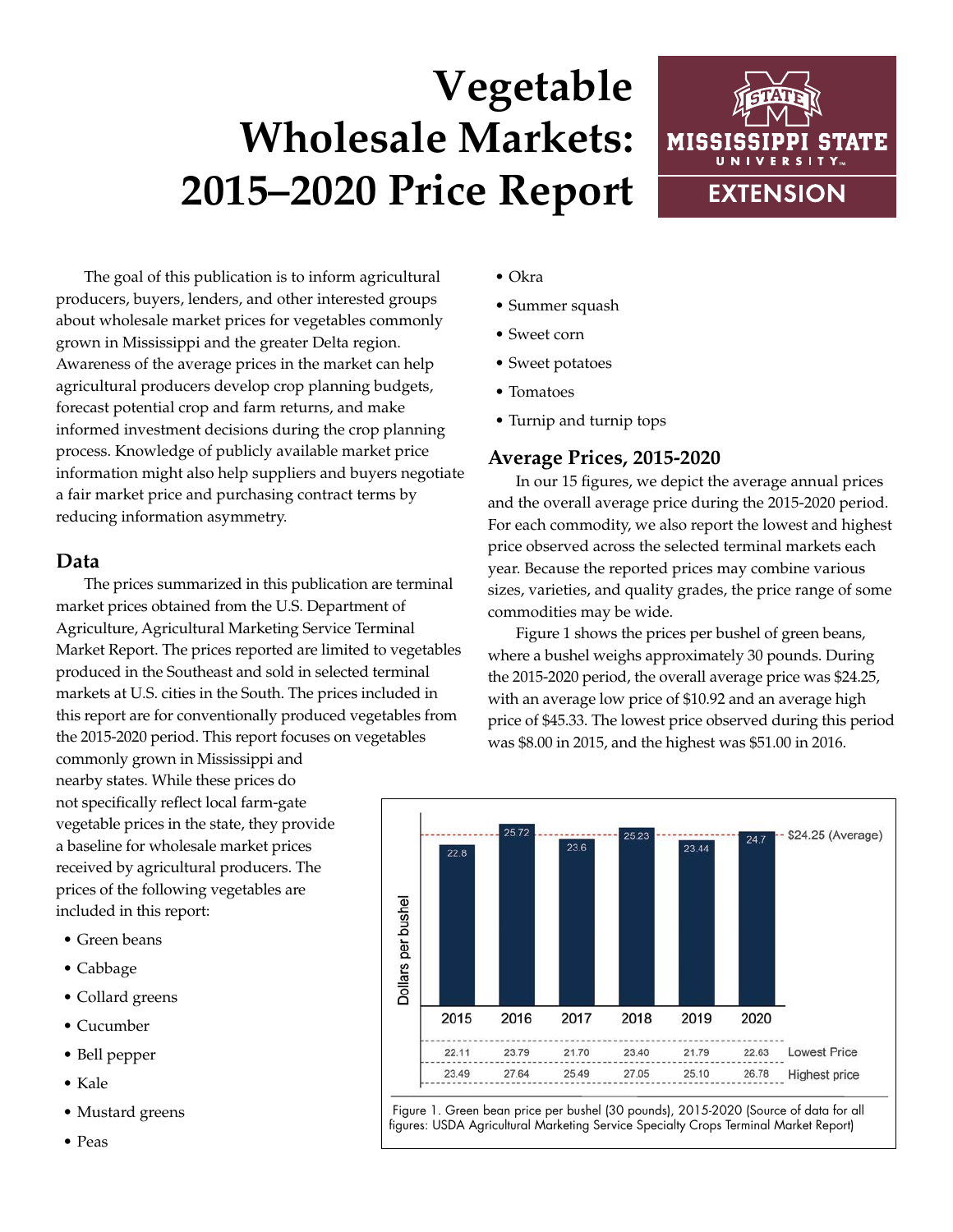# Vegetable Wholesale Markets: 2015–2020 Price Report

MISSISSIPPI STATE UNIVERSITY EXTENSION

The goal of this publication is to inform agricultural producers, buyers, lenders, and other interested groups about wholesale market prices for vegetables commonly grown in Mississippi and the greater Delta region. Awareness of the average prices in the market can help agricultural producers develop crop planning budgets, forecast potential crop and farm returns, and make informed investment decisions during the crop planning process. Knowledge of publicly available market price information might also help suppliers and buyers negotiate a fair market price and purchasing contract terms by reducing information asymmetry.

## Data

The prices summarized in this publication are terminal market prices obtained from the U.S. Department of Agriculture, Agricultural Marketing Service Terminal Market Report. The prices reported are limited to vegetables produced in the Southeast and sold in selected terminal markets at U.S. cities in the South. The prices included in this report are for conventionally produced vegetables from the 2015-2020 period. This report focuses on vegetables commonly grown in Mississippi and nearby states. While these prices do not specifically reflect local farm-gate vegetable prices in the state, they provide a baseline for wholesale market prices received by agricultural producers. The prices of the following vegetables are included in this report:

- Green beans
- Cabbage
- Collard greens
- Cucumber
- Bell pepper
- Kale
- Mustard greens
- Peas
- Okra
- Summer squash
- Sweet corn
- Sweet potatoes
- Tomatoes
- Turnip and turnip tops

## Average Prices, 2015-2020

In our 15 figures, we depict the average annual prices and the overall average price during the 2015-2020 period. For each commodity, we also report the lowest and highest price observed across the selected terminal markets each year. Because the reported prices may combine various sizes, varieties, and quality grades, the price range of some commodities may be wide.

Figure 1 shows the prices per bushel of green beans, where a bushel weighs approximately 30 pounds. During the 2015-2020 period, the overall average price was $24.25, with an average low price of $10.92 and an average high price of $45.33. The lowest price observed during this period was $8.00 in 2015, and the highest was $51.00 in 2016.

| Dollars per bushel | 2015 | 2016 | 2017 | 2018 | 2019 | 2020 |
|---|---|---|---|---|---|---|
| Average price | 22.8 | 25.72 | 23.6 | 25.23 | 23.44 | 24.7 |
| Lowest Price | 22.11 | 23.79 | 21.70 | 23.40 | 21.79 | 22.63 |
| Highest price | 23.49 | 27.64 | 25.49 | 27.05 | 25.10 | 26.78 |

$24.25 (Average)

Figure 1. Green bean price per bushel (30 pounds), 2015-2020 (Source of data for all figures: USDA Agricultural Marketing Service Specialty Crops Terminal Market Report)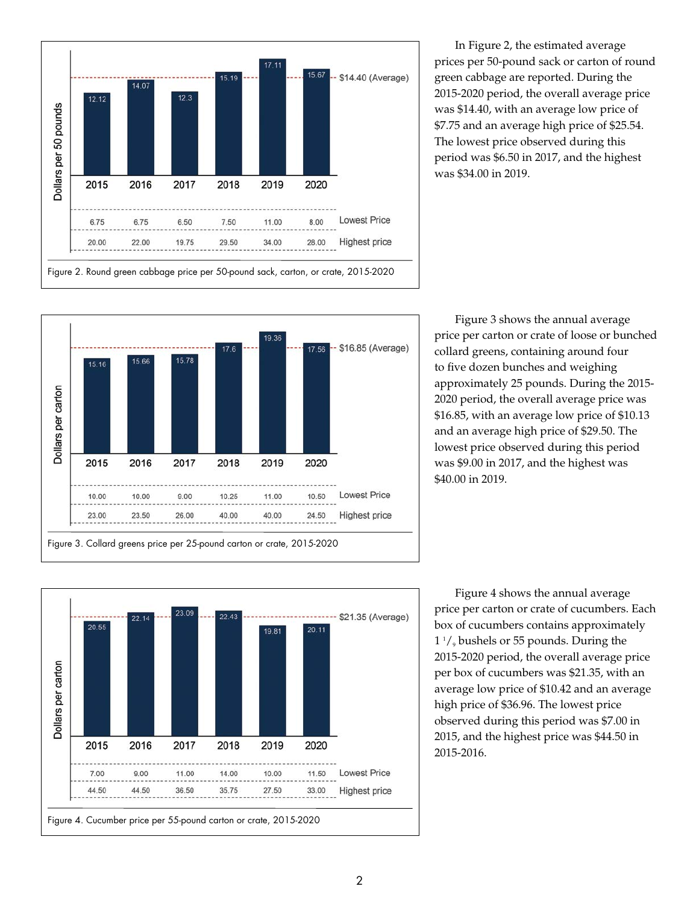| | 2015 | 2016 | 2017 | 2018 | 2019 | 2020 |
|---|---|---|---|---|---|---|
| Dollars per 50 pounds | 12.12 | 14.07 | 12.3 | 15.19 | 17.11 | 15.67 |
| Lowest Price | 6.75 | 6.75 | 6.50 | 7.50 | 11.00 | 8.00 |
| Highest price | 20.00 | 22.00 | 19.75 | 29.50 | 34.00 | 28.00 |

$14.40 (Average)

Figure 2. Round green cabbage price per 50-pound sack, carton, or crate, 2015-2020

In Figure 2, the estimated average prices per 50-pound sack or carton of round green cabbage are reported. During the 2015-2020 period, the overall average price was $14.40, with an average low price of $7.75 and an average high price of $25.54. The lowest price observed during this period was $6.50 in 2017, and the highest was $34.00 in 2019.

| | 2015 | 2016 | 2017 | 2018 | 2019 | 2020 |
|---|---|---|---|---|---|---|
| Dollars per carton | 15.16 | 15.66 | 15.78 | 17.6 | 19.36 | 17.56 |
| Lowest Price | 10.00 | 10.00 | 9.00 | 10.25 | 11.00 | 10.50 |
| Highest price | 23.00 | 23.50 | 26.00 | 40.00 | 40.00 | 24.50 |

$16.85 (Average)

Figure 3. Collard greens price per 25-pound carton or crate, 2015-2020

Figure 3 shows the annual average price per carton or crate of loose or bunched collard greens, containing around four to five dozen bunches and weighing approximately 25 pounds. During the 2015-2020 period, the overall average price was $16.85, with an average low price of $10.13 and an average high price of $29.50. The lowest price observed during this period was $9.00 in 2017, and the highest was $40.00 in 2019.

| | 2015 | 2016 | 2017 | 2018 | 2019 | 2020 |
|---|---|---|---|---|---|---|
| Dollars per carton | 20.55 | 22.14 | 23.09 | 22.43 | 19.81 | 20.11 |
| Lowest Price | 7.00 | 9.00 | 11.00 | 14.00 | 10.00 | 11.50 |
| Highest price | 44.50 | 44.50 | 36.50 | 35.75 | 27.50 | 33.00 |

$21.35 (Average)

Figure 4. Cucumber price per 55-pound carton or crate, 2015-2020

Figure 4 shows the annual average price per carton or crate of cucumbers. Each box of cucumbers contains approximately 1 1/9 bushels or 55 pounds. During the 2015-2020 period, the overall average price per box of cucumbers was $21.35, with an average low price of $10.42 and an average high price of $36.96. The lowest price observed during this period was $7.00 in 2015, and the highest price was $44.50 in 2015-2016.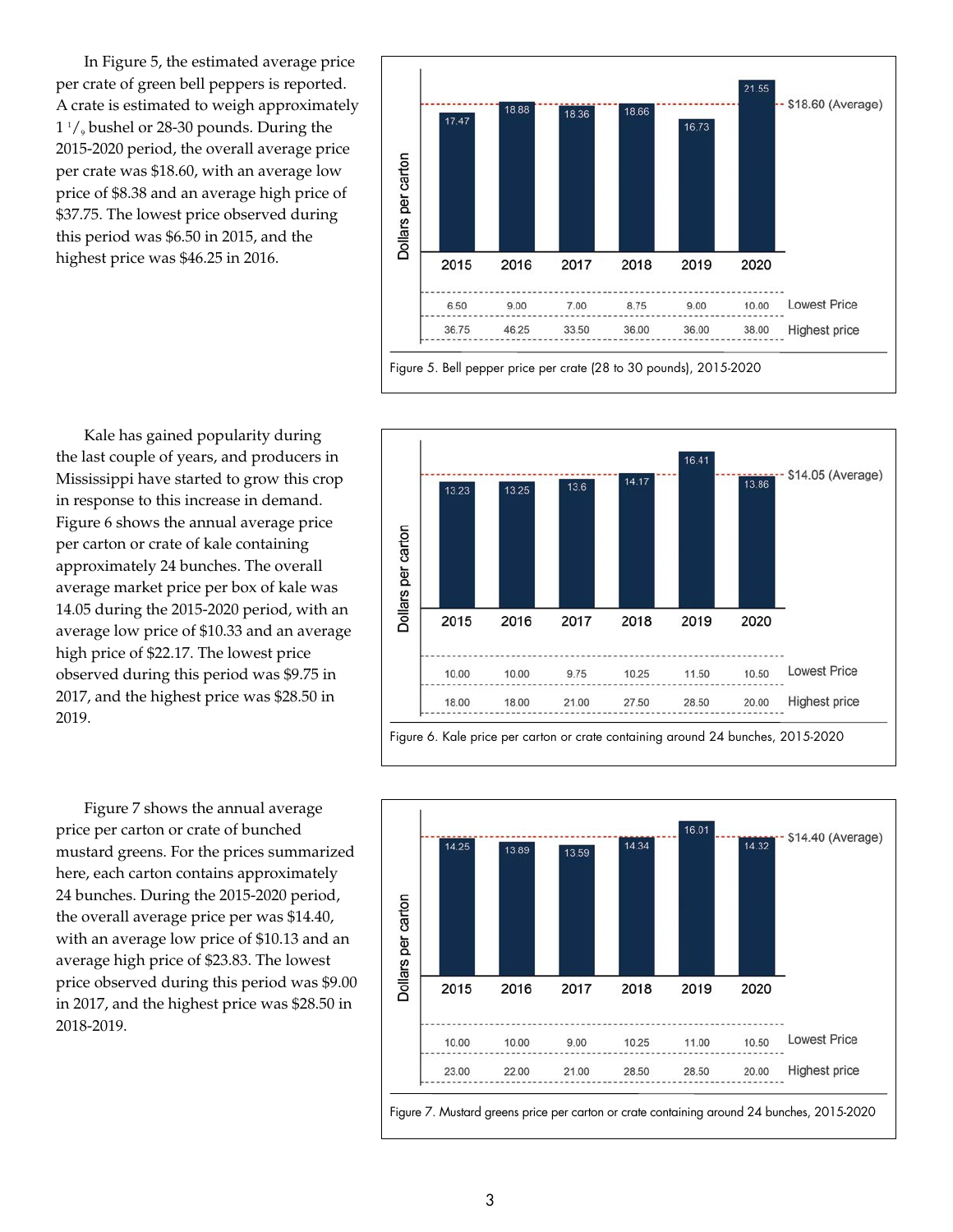In Figure 5, the estimated average price per crate of green bell peppers is reported. A crate is estimated to weigh approximately 1 1/9 bushel or 28-30 pounds. During the 2015-2020 period, the overall average price per crate was $18.60, with an average low price of $8.38 and an average high price of $37.75. The lowest price observed during this period was $6.50 in 2015, and the highest price was $46.25 in 2016.

| | 2015 | 2016 | 2017 | 2018 | 2019 | 2020 |
|---|---|---|---|---|---|---|
| Dollars per carton | 17.47 | 18.88 | 18.36 | 18.66 | 16.73 | 21.55 |
| Lowest Price | 6.50 | 9.00 | 7.00 | 8.75 | 9.00 | 10.00 |
| Highest price | 36.75 | 46.25 | 33.50 | 36.00 | 36.00 | 38.00 |

$18.60 (Average)

Figure 5. Bell pepper price per crate (28 to 30 pounds), 2015-2020

Kale has gained popularity during the last couple of years, and producers in Mississippi have started to grow this crop in response to this increase in demand. Figure 6 shows the annual average price per carton or crate of kale containing approximately 24 bunches. The overall average market price per box of kale was 14.05 during the 2015-2020 period, with an average low price of $10.33 and an average high price of $22.17. The lowest price observed during this period was $9.75 in 2017, and the highest price was $28.50 in 2019.

| | 2015 | 2016 | 2017 | 2018 | 2019 | 2020 |
|---|---|---|---|---|---|---|
| Dollars per carton | 13.23 | 13.25 | 13.6 | 14.17 | 16.41 | 13.86 |
| Lowest Price | 10.00 | 10.00 | 9.75 | 10.25 | 11.50 | 10.50 |
| Highest price | 18.00 | 18.00 | 21.00 | 27.50 | 28.50 | 20.00 |

$14.05 (Average)

Figure 6. Kale price per carton or crate containing around 24 bunches, 2015-2020

Figure 7 shows the annual average price per carton or crate of bunched mustard greens. For the prices summarized here, each carton contains approximately 24 bunches. During the 2015-2020 period, the overall average price per was $14.40, with an average low price of $10.13 and an average high price of $23.83. The lowest price observed during this period was $9.00 in 2017, and the highest price was $28.50 in 2018-2019.

| | 2015 | 2016 | 2017 | 2018 | 2019 | 2020 |
|---|---|---|---|---|---|---|
| Dollars per carton | 14.25 | 13.89 | 13.59 | 14.34 | 16.01 | 14.32 |
| Lowest Price | 10.00 | 10.00 | 9.00 | 10.25 | 11.00 | 10.50 |
| Highest price | 23.00 | 22.00 | 21.00 | 28.50 | 28.50 | 20.00 |

$14.40 (Average)

Figure 7. Mustard greens price per carton or crate containing around 24 bunches, 2015-2020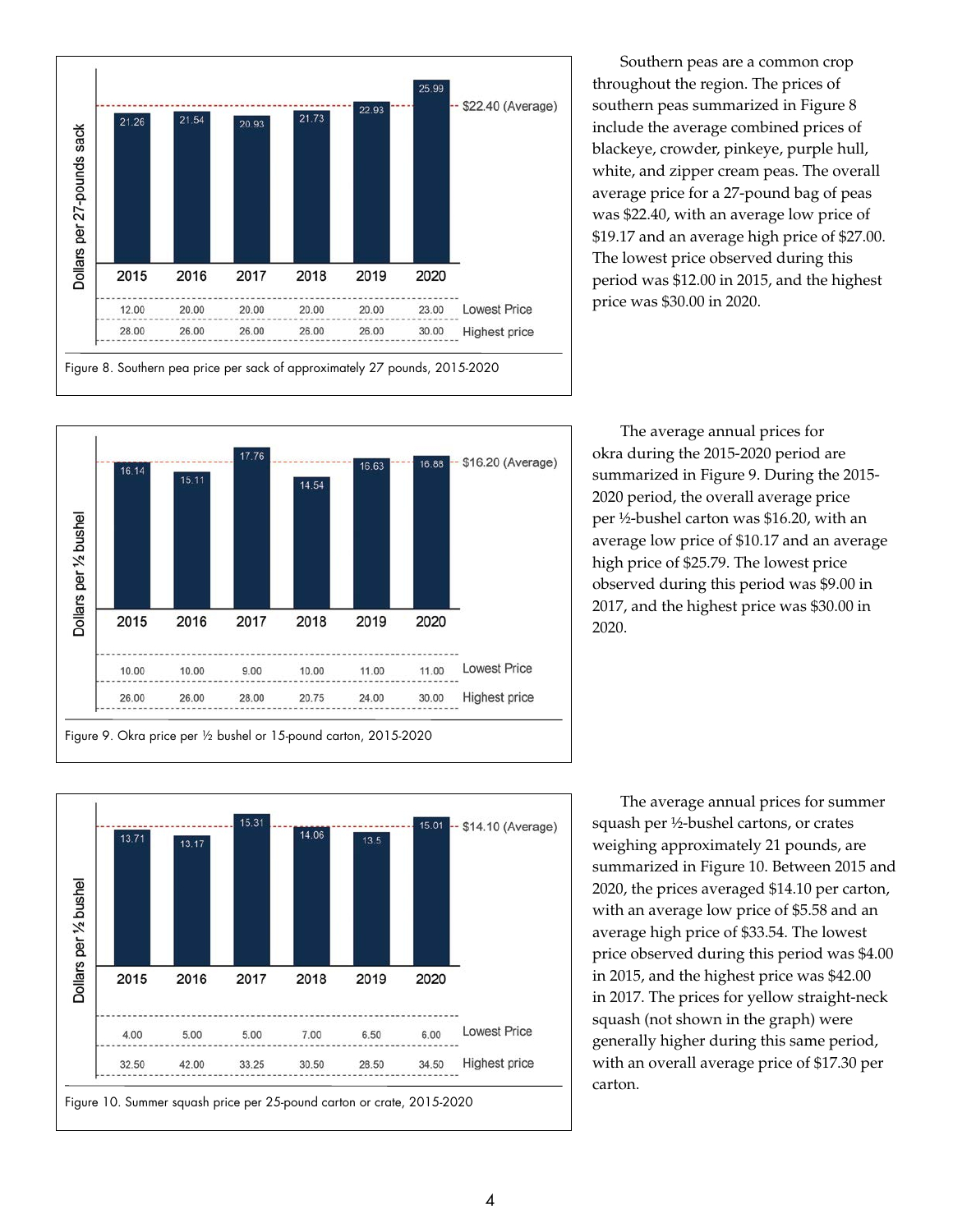| | 2015 | 2016 | 2017 | 2018 | 2019 | 2020 |
|---|---|---|---|---|---|---|
| Dollars per 27-pounds sack | 21.26 | 21.54 | 20.93 | 21.73 | 22.93 | 25.99 |
| Lowest Price | 12.00 | 20.00 | 20.00 | 20.00 | 20.00 | 23.00 |
| Highest price | 28.00 | 26.00 | 26.00 | 26.00 | 26.00 | 30.00 |

$22.40 (Average)

Figure 8. Southern pea price per sack of approximately 27 pounds, 2015-2020

Southern peas are a common crop throughout the region. The prices of southern peas summarized in Figure 8 include the average combined prices of blackeye, crowder, pinkeye, purple hull, white, and zipper cream peas. The overall average price for a 27-pound bag of peas was $22.40, with an average low price of $19.17 and an average high price of $27.00. The lowest price observed during this period was $12.00 in 2015, and the highest price was $30.00 in 2020.

| | 2015 | 2016 | 2017 | 2018 | 2019 | 2020 |
|---|---|---|---|---|---|---|
| Dollars per ½ bushel | 16.14 | 15.11 | 17.76 | 14.54 | 16.63 | 16.88 |
| Lowest Price | 10.00 | 10.00 | 9.00 | 10.00 | 11.00 | 11.00 |
| Highest price | 26.00 | 26.00 | 28.00 | 20.75 | 24.00 | 30.00 |

$16.20 (Average)

Figure 9. Okra price per ½ bushel or 15-pound carton, 2015-2020

The average annual prices for okra during the 2015-2020 period are summarized in Figure 9. During the 2015-2020 period, the overall average price per ½-bushel carton was $16.20, with an average low price of $10.17 and an average high price of $25.79. The lowest price observed during this period was $9.00 in 2017, and the highest price was $30.00 in 2020.

| | 2015 | 2016 | 2017 | 2018 | 2019 | 2020 |
|---|---|---|---|---|---|---|
| Dollars per ½ bushel | 13.71 | 13.17 | 15.31 | 14.06 | 13.5 | 15.01 |
| Lowest Price | 4.00 | 5.00 | 5.00 | 7.00 | 6.50 | 6.00 |
| Highest price | 32.50 | 42.00 | 33.25 | 30.50 | 28.50 | 34.50 |

$14.10 (Average)

Figure 10. Summer squash price per 25-pound carton or crate, 2015-2020

The average annual prices for summer squash per ½-bushel cartons, or crates weighing approximately 21 pounds, are summarized in Figure 10. Between 2015 and 2020, the prices averaged $14.10 per carton, with an average low price of $5.58 and an average high price of $33.54. The lowest price observed during this period was $4.00 in 2015, and the highest price was $42.00 in 2017. The prices for yellow straight-neck squash (not shown in the graph) were generally higher during this same period, with an overall average price of $17.30 per carton.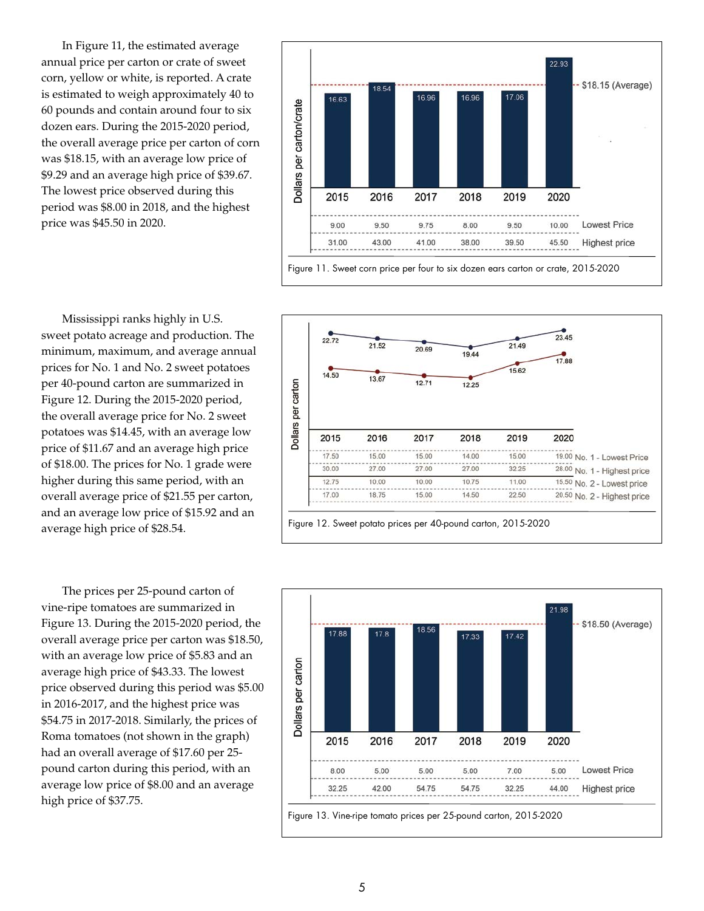In Figure 11, the estimated average annual price per carton or crate of sweet corn, yellow or white, is reported. A crate is estimated to weigh approximately 40 to 60 pounds and contain around four to six dozen ears. During the 2015-2020 period, the overall average price per carton of corn was $18.15, with an average low price of $9.29 and an average high price of $39.67. The lowest price observed during this period was $8.00 in 2018, and the highest price was $45.50 in 2020.

| Dollars per carton/crate | 2015 | 2016 | 2017 | 2018 | 2019 | 2020 |
|---|---|---|---|---|---|---|
| Average price | 16.63 | 18.54 | 16.96 | 16.96 | 17.06 | 22.93 |
| Lowest Price | 9.00 | 9.50 | 9.75 | 8.00 | 9.50 | 10.00 |
| Highest price | 31.00 | 43.00 | 41.00 | 38.00 | 39.50 | 45.50 |

$18.15 (Average)

Figure 11. Sweet corn price per four to six dozen ears carton or crate, 2015-2020

Mississippi ranks highly in U.S. sweet potato acreage and production. The minimum, maximum, and average annual prices for No. 1 and No. 2 sweet potatoes per 40-pound carton are summarized in Figure 12. During the 2015-2020 period, the overall average price for No. 2 sweet potatoes was $14.45, with an average low price of $11.67 and an average high price of $18.00. The prices for No. 1 grade were higher during this same period, with an overall average price of $21.55 per carton, and an average low price of $15.92 and an average high price of $28.54.

| Dollars per carton | 2015 | 2016 | 2017 | 2018 | 2019 | 2020 |
|---|---|---|---|---|---|---|
| No. 1 - Average | 22.72 | 21.52 | 20.69 | 19.44 | 21.49 | 23.45 |
| No. 2 - Average | 14.50 | 13.67 | 12.71 | 12.25 | 15.62 | 17.88 |
| No. 1 - Lowest Price | 17.50 | 15.00 | 15.00 | 14.00 | 15.00 | 19.00 |
| No. 1 - Highest price | 30.00 | 27.00 | 27.00 | 27.00 | 32.25 | 28.00 |
| No. 2 - Lowest price | 12.75 | 10.00 | 10.00 | 10.75 | 11.00 | 15.50 |
| No. 2 - Highest price | 17.00 | 18.75 | 15.00 | 14.50 | 22.50 | 20.50 |

Figure 12. Sweet potato prices per 40-pound carton, 2015-2020

The prices per 25-pound carton of vine-ripe tomatoes are summarized in Figure 13. During the 2015-2020 period, the overall average price per carton was $18.50, with an average low price of $5.83 and an average high price of $43.33. The lowest price observed during this period was $5.00 in 2016-2017, and the highest price was $54.75 in 2017-2018. Similarly, the prices of Roma tomatoes (not shown in the graph) had an overall average of $17.60 per 25-pound carton during this period, with an average low price of $8.00 and an average high price of $37.75.

| Dollars per carton | 2015 | 2016 | 2017 | 2018 | 2019 | 2020 |
|---|---|---|---|---|---|---|
| Average price | 17.88 | 17.8 | 18.56 | 17.33 | 17.42 | 21.98 |
| Lowest Price | 8.00 | 5.00 | 5.00 | 5.00 | 7.00 | 5.00 |
| Highest price | 32.25 | 42.00 | 54.75 | 54.75 | 32.25 | 44.00 |

$18.50 (Average)

Figure 13. Vine-ripe tomato prices per 25-pound carton, 2015-2020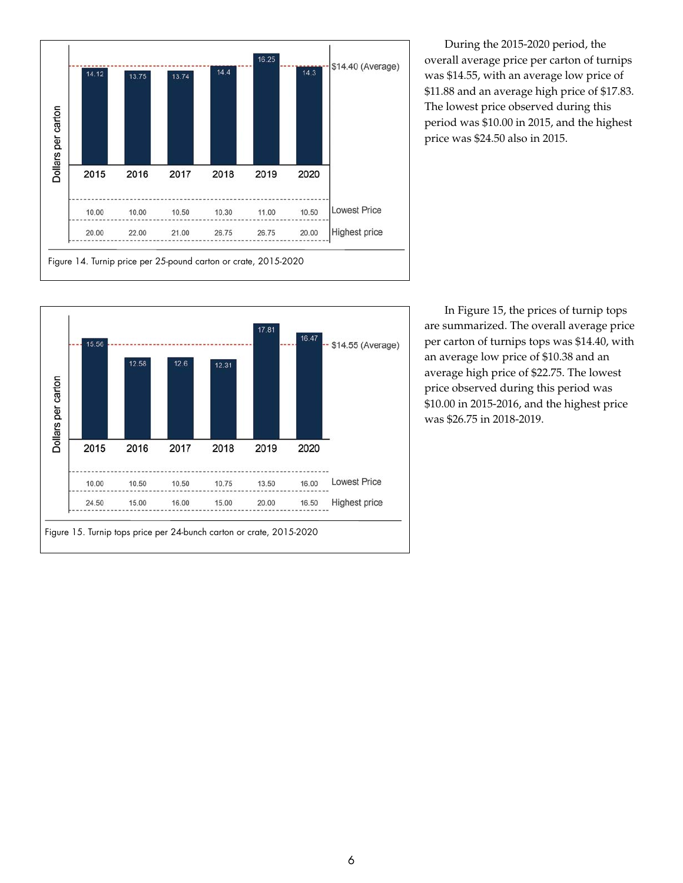| | 2015 | 2016 | 2017 | 2018 | 2019 | 2020 |
|---|---|---|---|---|---|---|
| Dollars per carton | 14.12 | 13.75 | 13.74 | 14.4 | 16.25 | 14.3 |
| Lowest Price | 10.00 | 10.00 | 10.50 | 10.30 | 11.00 | 10.50 |
| Highest price | 20.00 | 22.00 | 21.00 | 26.75 | 26.75 | 20.00 |

$14.40 (Average)

Figure 14. Turnip price per 25-pound carton or crate, 2015-2020

During the 2015-2020 period, the overall average price per carton of turnips was $14.55, with an average low price of $11.88 and an average high price of $17.83. The lowest price observed during this period was $10.00 in 2015, and the highest price was $24.50 also in 2015.

| | 2015 | 2016 | 2017 | 2018 | 2019 | 2020 |
|---|---|---|---|---|---|---|
| Dollars per carton | 15.56 | 12.58 | 12.6 | 12.31 | 17.81 | 16.47 |
| Lowest Price | 10.00 | 10.50 | 10.50 | 10.75 | 13.50 | 16.00 |
| Highest price | 24.50 | 15.00 | 16.00 | 15.00 | 20.00 | 16.50 |

$14.55 (Average)

Figure 15. Turnip tops price per 24-bunch carton or crate, 2015-2020

In Figure 15, the prices of turnip tops are summarized. The overall average price per carton of turnips tops was $14.40, with an average low price of $10.38 and an average high price of $22.75. The lowest price observed during this period was $10.00 in 2015-2016, and the highest price was $26.75 in 2018-2019.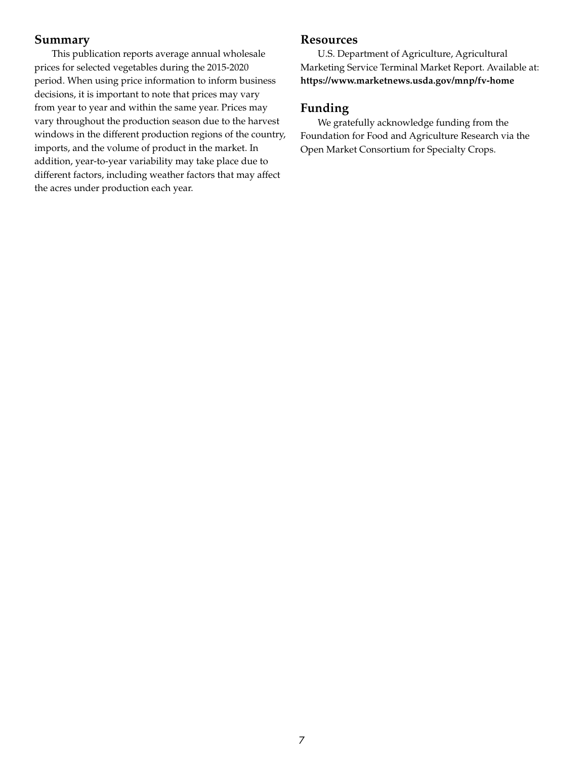## Summary

This publication reports average annual wholesale prices for selected vegetables during the 2015-2020 period. When using price information to inform business decisions, it is important to note that prices may vary from year to year and within the same year. Prices may vary throughout the production season due to the harvest windows in the different production regions of the country, imports, and the volume of product in the market. In addition, year-to-year variability may take place due to different factors, including weather factors that may affect the acres under production each year.

## Resources

U.S. Department of Agriculture, Agricultural Marketing Service Terminal Market Report. Available at: **https://www.marketnews.usda.gov/mnp/fv-home**

## Funding

We gratefully acknowledge funding from the Foundation for Food and Agriculture Research via the Open Market Consortium for Specialty Crops.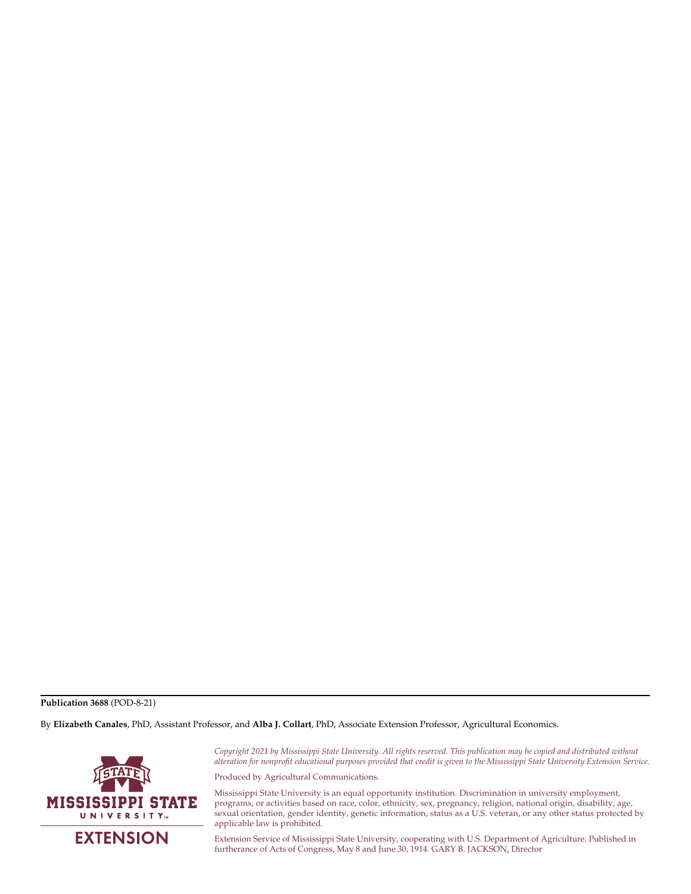**Publication 3688** (POD-8-21)

By **Elizabeth Canales**, PhD, Assistant Professor, and **Alba J. Collart**, PhD, Associate Extension Professor, Agricultural Economics.

MISSISSIPPI STATE UNIVERSITY™

EXTENSION

*Copyright 2021 by Mississippi State University. All rights reserved. This publication may be copied and distributed without alteration for nonprofit educational purposes provided that credit is given to the Mississippi State University Extension Service.*

Produced by Agricultural Communications.

Mississippi State University is an equal opportunity institution. Discrimination in university employment, programs, or activities based on race, color, ethnicity, sex, pregnancy, religion, national origin, disability, age, sexual orientation, gender identity, genetic information, status as a U.S. veteran, or any other status protected by applicable law is prohibited.

Extension Service of Mississippi State University, cooperating with U.S. Department of Agriculture. Published in furtherance of Acts of Congress, May 8 and June 30, 1914. GARY B. JACKSON, Director